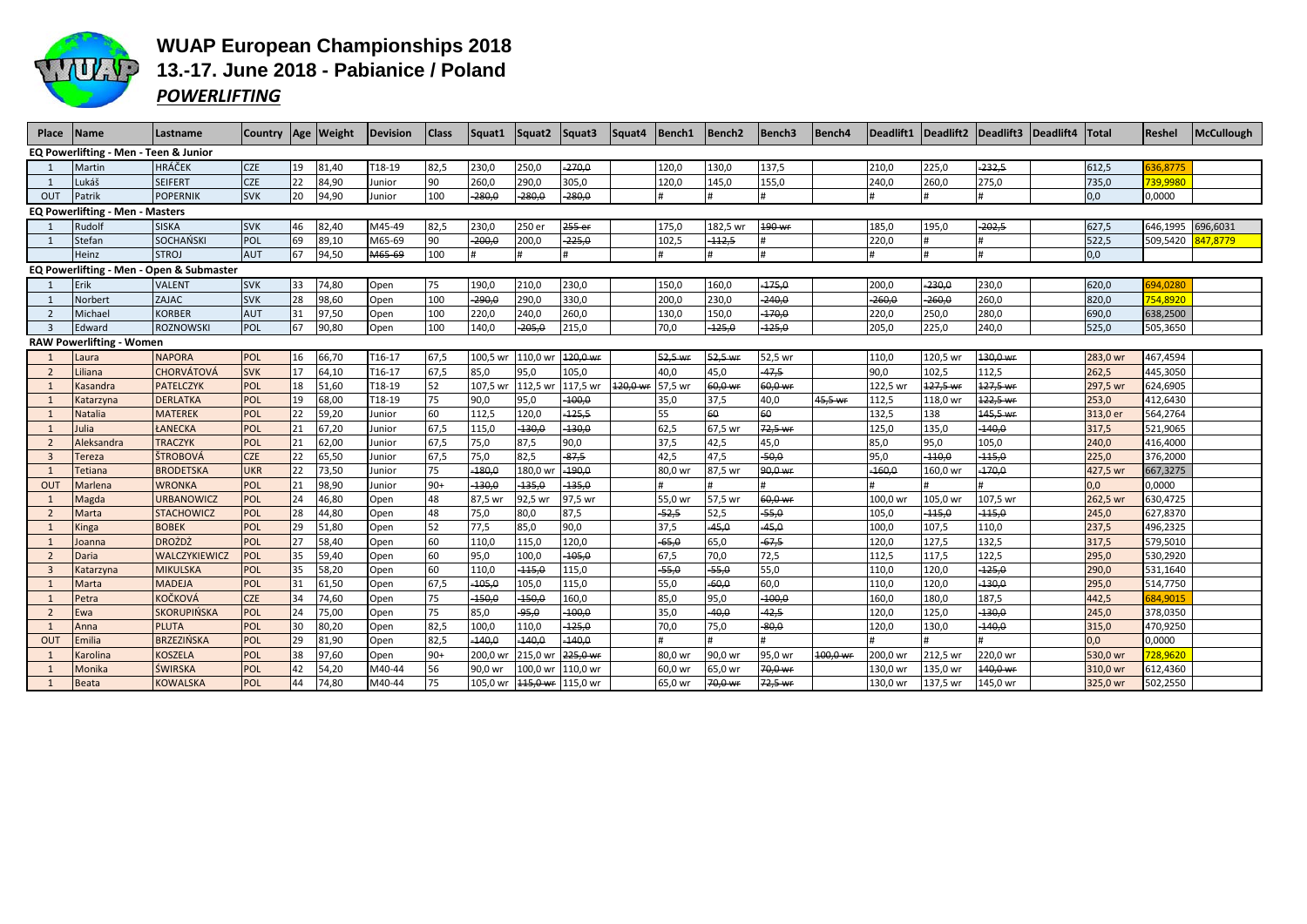# WUAP European Championships 2018

## 13.-17. June 2018 - Pabianice / Poland

### *POWERLIFTING*

| Place | Name | Lastname | Country | Age | Weight | Devision | Class | Squat1 | Squat2 | Squat3 | Squat4 | Bench1 | Bench2 | Bench3 | Bench4 | Deadlift1 | Deadlift2 | Deadlift3 | Deadlift4 | Total | Reshel | McCullough |
|---|---|---|---|---|---|---|---|---|---|---|---|---|---|---|---|---|---|---|---|---|---|---|
| **EQ Powerlifting - Men - Teen & Junior** | | | | | | | | | | | | | | | | | | | | | | |
| 1 | Martin | HRÁČEK | CZE | 19 | 81,40 | T18-19 | 82,5 | 230,0 | 250,0 | ~~270,0~~ | | 120,0 | 130,0 | 137,5 | | 210,0 | 225,0 | ~~232,5~~ | | 612,5 | 636,8775 | |
| 1 | Lukáš | SEIFERT | CZE | 22 | 84,90 | Junior | 90 | 260,0 | 290,0 | 305,0 | | 120,0 | 145,0 | 155,0 | | 240,0 | 260,0 | 275,0 | | 735,0 | 739,9980 | |
| OUT | Patrik | POPERNIK | SVK | 20 | 94,90 | Junior | 100 | ~~280,0~~ | ~~280,0~~ | ~~280,0~~ | | # | # | # | | # | # | # | | 0,0 | 0,0000 | |
| **EQ Powerlifting - Men - Masters** | | | | | | | | | | | | | | | | | | | | | | |
| 1 | Rudolf | SISKA | SVK | 46 | 82,40 | M45-49 | 82,5 | 230,0 | 250 er | ~~255 er~~ | | 175,0 | 182,5 wr | ~~190 wr~~ | | 185,0 | 195,0 | ~~202,5~~ | | 627,5 | 646,1995 | 696,6031 |
| 1 | Stefan | SOCHAŃSKI | POL | 69 | 89,10 | M65-69 | 90 | ~~200,0~~ | 200,0 | ~~225,0~~ | | 102,5 | ~~112,5~~ | # | | 220,0 | # | # | | 522,5 | 509,5420 | 847,8779 |
| | Heinz | STROJ | AUT | 67 | 94,50 | ~~M65-69~~ | 100 | # | # | # | | # | # | # | | # | # | # | | 0,0 | | |
| **EQ Powerlifting - Men - Open & Submaster** | | | | | | | | | | | | | | | | | | | | | | |
| 1 | Erik | VALENT | SVK | 33 | 74,80 | Open | 75 | 190,0 | 210,0 | 230,0 | | 150,0 | 160,0 | ~~175,0~~ | | 200,0 | ~~230,0~~ | 230,0 | | 620,0 | 694,0280 | |
| 1 | Norbert | ZAJAC | SVK | 28 | 98,60 | Open | 100 | ~~290,0~~ | 290,0 | 330,0 | | 200,0 | 230,0 | ~~240,0~~ | | ~~260,0~~ | ~~260,0~~ | 260,0 | | 820,0 | 754,8920 | |
| 2 | Michael | KORBER | AUT | 31 | 97,50 | Open | 100 | 220,0 | 240,0 | 260,0 | | 130,0 | 150,0 | ~~170,0~~ | | 220,0 | 250,0 | 280,0 | | 690,0 | 638,2500 | |
| 3 | Edward | ROZNOWSKI | POL | 67 | 90,80 | Open | 100 | 140,0 | ~~205,0~~ | 215,0 | | 70,0 | ~~125,0~~ | ~~125,0~~ | | 205,0 | 225,0 | 240,0 | | 525,0 | 505,3650 | |
| **RAW Powerlifting - Women** | | | | | | | | | | | | | | | | | | | | | | |
| 1 | Laura | NAPORA | POL | 16 | 66,70 | T16-17 | 67,5 | 100,5 wr | 110,0 wr | ~~120,0 wr~~ | | ~~52,5 wr~~ | ~~52,5 wr~~ | 52,5 wr | | 110,0 | 120,5 wr | ~~130,0 wr~~ | | 283,0 wr | 467,4594 | |
| 2 | Liliana | CHORVÁTOVÁ | SVK | 17 | 64,10 | T16-17 | 67,5 | 85,0 | 95,0 | 105,0 | | 40,0 | 45,0 | ~~47,5~~ | | 90,0 | 102,5 | 112,5 | | 262,5 | 445,3050 | |
| 1 | Kasandra | PATELCZYK | POL | 18 | 51,60 | T18-19 | 52 | 107,5 wr | 112,5 wr | 117,5 wr | ~~120,0 wr~~ | 57,5 wr | ~~60,0 wr~~ | ~~60,0 wr~~ | | 122,5 wr | ~~127,5 wr~~ | ~~127,5 wr~~ | | 297,5 wr | 624,6905 | |
| 1 | Katarzyna | DERLATKA | POL | 19 | 68,00 | T18-19 | 75 | 90,0 | 95,0 | ~~100,0~~ | | 35,0 | 37,5 | 40,0 | ~~45,5 wr~~ | 112,5 | 118,0 wr | ~~122,5 wr~~ | | 253,0 | 412,6430 | |
| 1 | Natalia | MATEREK | POL | 22 | 59,20 | Junior | 60 | 112,5 | 120,0 | ~~125,5~~ | | 55 | 60 | 60 | | 132,5 | 138 | ~~145,5 wr~~ | | 313,0 er | 564,2764 | |
| 1 | Julia | ŁANECKA | POL | 21 | 67,20 | Junior | 67,5 | 115,0 | ~~130,0~~ | ~~130,0~~ | | 62,5 | 67,5 wr | ~~72,5 wr~~ | | 125,0 | 135,0 | ~~140,0~~ | | 317,5 | 521,9065 | |
| 2 | Aleksandra | TRACZYK | POL | 21 | 62,00 | Junior | 67,5 | 75,0 | 87,5 | 90,0 | | 37,5 | 42,5 | 45,0 | | 85,0 | 95,0 | 105,0 | | 240,0 | 416,4000 | |
| 3 | Tereza | ŠTROBOVÁ | CZE | 22 | 65,50 | Junior | 67,5 | 75,0 | 82,5 | ~~87,5~~ | | 42,5 | 47,5 | ~~50,0~~ | | 95,0 | ~~110,0~~ | ~~115,0~~ | | 225,0 | 376,2000 | |
| 1 | Tetiana | BRODETSKA | UKR | 22 | 73,50 | Junior | 75 | ~~180,0~~ | 180,0 wr | ~~190,0~~ | | 80,0 wr | 87,5 wr | ~~90,0 wr~~ | | ~~160,0~~ | 160,0 wr | ~~170,0~~ | | 427,5 wr | 667,3275 | |
| OUT | Marlena | WRONKA | POL | 21 | 98,90 | Junior | 90+ | ~~130,0~~ | ~~135,0~~ | ~~135,0~~ | | # | # | # | | # | # | # | | 0,0 | 0,0000 | |
| 1 | Magda | URBANOWICZ | POL | 24 | 46,80 | Open | 48 | 87,5 wr | 92,5 wr | 97,5 wr | | 55,0 wr | 57,5 wr | ~~60,0 wr~~ | | 100,0 wr | 105,0 wr | 107,5 wr | | 262,5 wr | 630,4725 | |
| 2 | Marta | STACHOWICZ | POL | 28 | 44,80 | Open | 48 | 75,0 | 80,0 | 87,5 | | ~~52,5~~ | 52,5 | ~~55,0~~ | | 105,0 | ~~115,0~~ | ~~115,0~~ | | 245,0 | 627,8370 | |
| 1 | Kinga | BOBEK | POL | 29 | 51,80 | Open | 52 | 77,5 | 85,0 | 90,0 | | 37,5 | ~~45,0~~ | ~~45,0~~ | | 100,0 | 107,5 | 110,0 | | 237,5 | 496,2325 | |
| 1 | Joanna | DROŻDŻ | POL | 27 | 58,40 | Open | 60 | 110,0 | 115,0 | 120,0 | | ~~65,0~~ | 65,0 | ~~67,5~~ | | 120,0 | 127,5 | 132,5 | | 317,5 | 579,5010 | |
| 2 | Daria | WALCZYKIEWICZ | POL | 35 | 59,40 | Open | 60 | 95,0 | 100,0 | ~~105,0~~ | | 67,5 | 70,0 | 72,5 | | 112,5 | 117,5 | 122,5 | | 295,0 | 530,2920 | |
| 3 | Katarzyna | MIKULSKA | POL | 35 | 58,20 | Open | 60 | 110,0 | ~~115,0~~ | 115,0 | | ~~55,0~~ | ~~55,0~~ | 55,0 | | 110,0 | 120,0 | ~~125,0~~ | | 290,0 | 531,1640 | |
| 1 | Marta | MADEJA | POL | 31 | 61,50 | Open | 67,5 | ~~105,0~~ | 105,0 | 115,0 | | 55,0 | ~~60,0~~ | 60,0 | | 110,0 | 120,0 | ~~130,0~~ | | 295,0 | 514,7750 | |
| 1 | Petra | KOČKOVÁ | CZE | 34 | 74,60 | Open | 75 | ~~150,0~~ | ~~150,0~~ | 160,0 | | 85,0 | 95,0 | ~~100,0~~ | | 160,0 | 180,0 | 187,5 | | 442,5 | 684,9015 | |
| 2 | Ewa | SKORUPIŃSKA | POL | 24 | 75,00 | Open | 75 | 85,0 | ~~95,0~~ | ~~100,0~~ | | 35,0 | ~~40,0~~ | ~~42,5~~ | | 120,0 | 125,0 | ~~130,0~~ | | 245,0 | 378,0350 | |
| 1 | Anna | PLUTA | POL | 30 | 80,20 | Open | 82,5 | 100,0 | 110,0 | ~~125,0~~ | | 70,0 | 75,0 | ~~80,0~~ | | 120,0 | 130,0 | ~~140,0~~ | | 315,0 | 470,9250 | |
| OUT | Emilia | BRZEZIŃSKA | POL | 29 | 81,90 | Open | 82,5 | ~~140,0~~ | ~~140,0~~ | ~~140,0~~ | | # | # | # | | # | # | # | | 0,0 | 0,0000 | |
| 1 | Karolina | KOSZELA | POL | 38 | 97,60 | Open | 90+ | 200,0 wr | 215,0 wr | ~~225,0 wr~~ | | 80,0 wr | 90,0 wr | 95,0 wr | ~~100,0 wr~~ | 200,0 wr | 212,5 wr | 220,0 wr | | 530,0 wr | 728,9620 | |
| 1 | Monika | ŚWIRSKA | POL | 42 | 54,20 | M40-44 | 56 | 90,0 wr | 100,0 wr | 110,0 wr | | 60,0 wr | 65,0 wr | ~~70,0 wr~~ | | 130,0 wr | 135,0 wr | ~~140,0 wr~~ | | 310,0 wr | 612,4360 | |
| 1 | Beata | KOWALSKA | POL | 44 | 74,80 | M40-44 | 75 | 105,0 wr | ~~115,0 wr~~ | 115,0 wr | | 65,0 wr | ~~70,0 wr~~ | ~~72,5 wr~~ | | 130,0 wr | 137,5 wr | 145,0 wr | | 325,0 wr | 502,2550 | |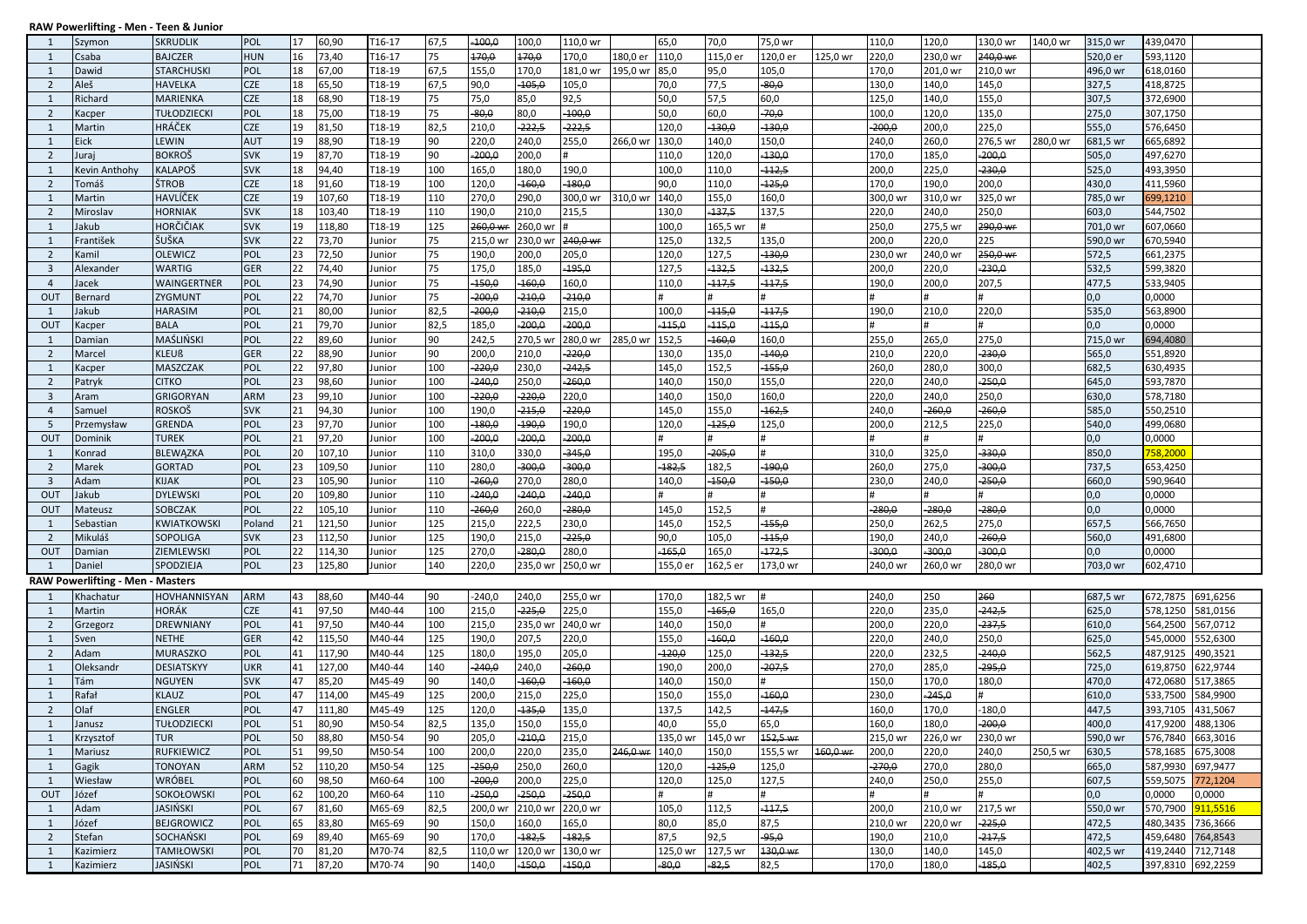**RAW Powerlifting - Men - Teen & Junior**

| | | | | | | | | | | | | | | | | | | | | | |
|---|---|---|---|---|---|---|---|---|---|---|---|---|---|---|---|---|---|---|---|---|---|
| 1 | Szymon | SKRUDLIK | POL | 17 | 60,90 | T16-17 | 67,5 | ~~100,0~~ | 100,0 | 110,0 wr | | 65,0 | 70,0 | 75,0 wr | | 110,0 | 120,0 | 130,0 wr | 140,0 wr | 315,0 wr | 439,0470 |
| 1 | Csaba | BAJCZER | HUN | 16 | 73,40 | T16-17 | 75 | ~~170,0~~ | ~~170,0~~ | 170,0 | 180,0 er | 110,0 | 115,0 er | 120,0 er | 125,0 wr | 220,0 | 230,0 wr | ~~240,0 wr~~ | | 520,0 er | 593,1120 |
| 1 | Dawid | STARCHUSKI | POL | 18 | 67,00 | T18-19 | 67,5 | 155,0 | 170,0 | 181,0 wr | 195,0 wr | 85,0 | 95,0 | 105,0 | | 170,0 | 201,0 wr | 210,0 wr | | 496,0 wr | 618,0160 |
| 2 | Aleš | HAVELKA | CZE | 18 | 65,50 | T18-19 | 67,5 | 90,0 | ~~105,0~~ | 105,0 | | 70,0 | 77,5 | ~~80,0~~ | | 130,0 | 140,0 | 145,0 | | 327,5 | 418,8725 |
| 1 | Richard | MARIENKA | CZE | 18 | 68,90 | T18-19 | 75 | 75,0 | 85,0 | 92,5 | | 50,0 | 57,5 | 60,0 | | 125,0 | 140,0 | 155,0 | | 307,5 | 372,6900 |
| 2 | Kacper | TUŁODZIECKI | POL | 18 | 75,00 | T18-19 | 75 | ~~80,0~~ | 80,0 | ~~100,0~~ | | 50,0 | 60,0 | ~~70,0~~ | | 100,0 | 120,0 | 135,0 | | 275,0 | 307,1750 |
| 1 | Martin | HRÁČEK | CZE | 19 | 81,50 | T18-19 | 82,5 | 210,0 | ~~222,5~~ | ~~222,5~~ | | 120,0 | ~~130,0~~ | ~~130,0~~ | | ~~200,0~~ | 200,0 | 225,0 | | 555,0 | 576,6450 |
| 1 | Eick | LEWIN | AUT | 19 | 88,90 | T18-19 | 90 | 220,0 | 240,0 | 255,0 | 266,0 wr | 130,0 | 140,0 | 150,0 | | 240,0 | 260,0 | 276,5 wr | 280,0 wr | 681,5 wr | 665,6892 |
| 2 | Juraj | BOKROŠ | SVK | 19 | 87,70 | T18-19 | 90 | ~~200,0~~ | 200,0 | # | | 110,0 | 120,0 | ~~130,0~~ | | 170,0 | 185,0 | ~~200,0~~ | | 505,0 | 497,6270 |
| 1 | Kevin Anthohy | KALAPOŠ | SVK | 18 | 94,40 | T18-19 | 100 | 165,0 | 180,0 | 190,0 | | 100,0 | 110,0 | ~~112,5~~ | | 200,0 | 225,0 | ~~230,0~~ | | 525,0 | 493,3950 |
| 2 | Tomáš | ŠTROB | CZE | 18 | 91,60 | T18-19 | 100 | 120,0 | ~~160,0~~ | ~~180,0~~ | | 90,0 | 110,0 | ~~125,0~~ | | 170,0 | 190,0 | 200,0 | | 430,0 | 411,5960 |
| 1 | Martin | HAVLÍČEK | CZE | 19 | 107,60 | T18-19 | 110 | 270,0 | 290,0 | 300,0 wr | 310,0 wr | 140,0 | 155,0 | 160,0 | | 300,0 wr | 310,0 wr | 325,0 wr | | 785,0 wr | 699,1210 |
| 2 | Miroslav | HORNIAK | SVK | 18 | 103,40 | T18-19 | 110 | 190,0 | 210,0 | 215,5 | | 130,0 | ~~137,5~~ | 137,5 | | 220,0 | 240,0 | 250,0 | | 603,0 | 544,7502 |
| 1 | Jakub | HORČIČIAK | SVK | 19 | 118,80 | T18-19 | 125 | ~~260,0 wr~~ | 260,0 wr | # | | 100,0 | 165,5 wr | # | | 250,0 | 275,5 wr | ~~290,0 wr~~ | | 701,0 wr | 607,0660 |
| 1 | František | ŠUŠKA | SVK | 22 | 73,70 | Junior | 75 | 215,0 wr | 230,0 wr | ~~240,0 wr~~ | | 125,0 | 132,5 | 135,0 | | 200,0 | 220,0 | 225 | | 590,0 wr | 670,5940 |
| 2 | Kamil | OLEWICZ | POL | 23 | 72,50 | Junior | 75 | 190,0 | 200,0 | 205,0 | | 120,0 | 127,5 | ~~130,0~~ | | 230,0 wr | 240,0 wr | ~~250,0 wr~~ | | 572,5 | 661,2375 |
| 3 | Alexander | WARTIG | GER | 22 | 74,40 | Junior | 75 | 175,0 | 185,0 | ~~195,0~~ | | 127,5 | ~~132,5~~ | ~~132,5~~ | | 200,0 | 220,0 | ~~230,0~~ | | 532,5 | 599,3820 |
| 4 | Jacek | WAINGERTNER | POL | 23 | 74,90 | Junior | 75 | ~~150,0~~ | ~~160,0~~ | 160,0 | | 110,0 | ~~117,5~~ | ~~117,5~~ | | 190,0 | 200,0 | 207,5 | | 477,5 | 533,9405 |
| OUT | Bernard | ZYGMUNT | POL | 22 | 74,70 | Junior | 75 | ~~200,0~~ | ~~210,0~~ | ~~210,0~~ | | # | # | # | | # | # | # | | 0,0 | 0,0000 |
| 1 | Jakub | HARASIM | POL | 21 | 80,00 | Junior | 82,5 | ~~200,0~~ | ~~210,0~~ | 215,0 | | 100,0 | ~~115,0~~ | ~~117,5~~ | | 190,0 | 210,0 | 220,0 | | 535,0 | 563,8900 |
| OUT | Kacper | BALA | POL | 21 | 79,70 | Junior | 82,5 | 185,0 | ~~200,0~~ | ~~200,0~~ | | ~~115,0~~ | ~~115,0~~ | ~~115,0~~ | | # | # | # | | 0,0 | 0,0000 |
| 1 | Damian | MAŚLIŃSKI | POL | 22 | 89,60 | Junior | 90 | 242,5 | 270,5 wr | 280,0 wr | 285,0 wr | 152,5 | ~~160,0~~ | 160,0 | | 255,0 | 265,0 | 275,0 | | 715,0 wr | 694,4080 |
| 2 | Marcel | KLEUß | GER | 22 | 88,90 | Junior | 90 | 200,0 | 210,0 | ~~220,0~~ | | 130,0 | 135,0 | ~~140,0~~ | | 210,0 | 220,0 | ~~230,0~~ | | 565,0 | 551,8920 |
| 1 | Kacper | MASZCZAK | POL | 22 | 97,80 | Junior | 100 | ~~220,0~~ | 230,0 | ~~242,5~~ | | 145,0 | 152,5 | ~~155,0~~ | | 260,0 | 280,0 | 300,0 | | 682,5 | 630,4935 |
| 2 | Patryk | CITKO | POL | 23 | 98,60 | Junior | 100 | ~~240,0~~ | 250,0 | ~~260,0~~ | | 140,0 | 150,0 | 155,0 | | 220,0 | 240,0 | ~~250,0~~ | | 645,0 | 593,7870 |
| 3 | Aram | GRIGORYAN | ARM | 23 | 99,10 | Junior | 100 | ~~220,0~~ | ~~220,0~~ | 220,0 | | 140,0 | 150,0 | 160,0 | | 220,0 | 240,0 | 250,0 | | 630,0 | 578,7180 |
| 4 | Samuel | ROSKOŠ | SVK | 21 | 94,30 | Junior | 100 | 190,0 | ~~215,0~~ | ~~220,0~~ | | 145,0 | 155,0 | ~~162,5~~ | | 240,0 | ~~260,0~~ | ~~260,0~~ | | 585,0 | 550,2510 |
| 5 | Przemysław | GRENDA | POL | 23 | 97,70 | Junior | 100 | ~~180,0~~ | ~~190,0~~ | 190,0 | | 120,0 | ~~125,0~~ | 125,0 | | 200,0 | 212,5 | 225,0 | | 540,0 | 499,0680 |
| OUT | Dominik | TUREK | POL | 21 | 97,20 | Junior | 100 | ~~200,0~~ | ~~200,0~~ | ~~200,0~~ | | # | # | # | | # | # | # | | 0,0 | 0,0000 |
| 1 | Konrad | BLEWĄZKA | POL | 20 | 107,10 | Junior | 110 | 310,0 | 330,0 | ~~345,0~~ | | 195,0 | ~~205,0~~ | # | | 310,0 | 325,0 | ~~330,0~~ | | 850,0 | 758,2000 |
| 2 | Marek | GORTAD | POL | 23 | 109,50 | Junior | 110 | 280,0 | ~~300,0~~ | ~~300,0~~ | | ~~182,5~~ | 182,5 | ~~190,0~~ | | 260,0 | 275,0 | ~~300,0~~ | | 737,5 | 653,4250 |
| 3 | Adam | KIJAK | POL | 23 | 105,90 | Junior | 110 | ~~260,0~~ | 270,0 | 280,0 | | 140,0 | ~~150,0~~ | ~~150,0~~ | | 230,0 | 240,0 | ~~250,0~~ | | 660,0 | 590,9640 |
| OUT | Jakub | DYLEWSKI | POL | 20 | 109,80 | Junior | 110 | ~~240,0~~ | ~~240,0~~ | ~~240,0~~ | | # | # | # | | # | # | # | | 0,0 | 0,0000 |
| OUT | Mateusz | SOBCZAK | POL | 22 | 105,10 | Junior | 110 | ~~260,0~~ | 260,0 | ~~280,0~~ | | 145,0 | 152,5 | # | | ~~280,0~~ | ~~280,0~~ | ~~280,0~~ | | 0,0 | 0,0000 |
| 1 | Sebastian | KWIATKOWSKI | Poland | 21 | 121,50 | Junior | 125 | 215,0 | 222,5 | 230,0 | | 145,0 | 152,5 | ~~155,0~~ | | 250,0 | 262,5 | 275,0 | | 657,5 | 566,7650 |
| 2 | Mikuláš | SOPOLIGA | SVK | 23 | 112,50 | Junior | 125 | 190,0 | 215,0 | ~~225,0~~ | | 90,0 | 105,0 | ~~115,0~~ | | 190,0 | 240,0 | ~~260,0~~ | | 560,0 | 491,6800 |
| OUT | Damian | ZIEMLEWSKI | POL | 22 | 114,30 | Junior | 125 | 270,0 | ~~280,0~~ | 280,0 | | ~~165,0~~ | 165,0 | ~~172,5~~ | | ~~300,0~~ | ~~300,0~~ | ~~300,0~~ | | 0,0 | 0,0000 |
| 1 | Daniel | SPODZIEJA | POL | 23 | 125,80 | Junior | 140 | 220,0 | 235,0 wr | 250,0 wr | | 155,0 er | 162,5 er | 173,0 wr | | 240,0 wr | 260,0 wr | 280,0 wr | | 703,0 wr | 602,4710 |

**RAW Powerlifting - Men - Masters**

| | | | | | | | | | | | | | | | | | | | | | | |
|---|---|---|---|---|---|---|---|---|---|---|---|---|---|---|---|---|---|---|---|---|---|---|
| 1 | Khachatur | HOVHANNISYAN | ARM | 43 | 88,60 | M40-44 | 90 | -240,0 | 240,0 | 255,0 wr | | 170,0 | 182,5 wr | # | | 240,0 | 250 | ~~260~~ | | 687,5 wr | 672,7875 | 691,6256 |
| 1 | Martin | HORÁK | CZE | 41 | 97,50 | M40-44 | 100 | 215,0 | ~~225,0~~ | 225,0 | | 155,0 | ~~165,0~~ | 165,0 | | 220,0 | 235,0 | ~~242,5~~ | | 625,0 | 578,1250 | 581,0156 |
| 2 | Grzegorz | DREWNIANY | POL | 41 | 97,50 | M40-44 | 100 | 215,0 | 235,0 wr | 240,0 wr | | 140,0 | 150,0 | # | | 200,0 | 220,0 | ~~237,5~~ | | 610,0 | 564,2500 | 567,0712 |
| 1 | Sven | NETHE | GER | 42 | 115,50 | M40-44 | 125 | 190,0 | 207,5 | 220,0 | | 155,0 | ~~160,0~~ | ~~160,0~~ | | 220,0 | 240,0 | 250,0 | | 625,0 | 545,0000 | 552,6300 |
| 2 | Adam | MURASZKO | POL | 41 | 117,90 | M40-44 | 125 | 180,0 | 195,0 | 205,0 | | ~~120,0~~ | 125,0 | ~~132,5~~ | | 220,0 | 232,5 | ~~240,0~~ | | 562,5 | 487,9125 | 490,3521 |
| 1 | Oleksandr | DESIATSKYY | UKR | 41 | 127,00 | M40-44 | 140 | ~~240,0~~ | 240,0 | ~~260,0~~ | | 190,0 | 200,0 | ~~207,5~~ | | 270,0 | 285,0 | ~~295,0~~ | | 725,0 | 619,8750 | 622,9744 |
| 1 | Tám | NGUYEN | SVK | 47 | 85,20 | M45-49 | 90 | 140,0 | ~~160,0~~ | ~~160,0~~ | | 140,0 | 150,0 | # | | 150,0 | 170,0 | 180,0 | | 470,0 | 472,0680 | 517,3865 |
| 1 | Rafał | KLAUZ | POL | 47 | 114,00 | M45-49 | 125 | 200,0 | 215,0 | 225,0 | | 150,0 | 155,0 | ~~160,0~~ | | 230,0 | ~~245,0~~ | # | | 610,0 | 533,7500 | 584,9900 |
| 2 | Olaf | ENGLER | POL | 47 | 111,80 | M45-49 | 125 | 120,0 | ~~135,0~~ | 135,0 | | 137,5 | 142,5 | ~~147,5~~ | | 160,0 | 170,0 | -180,0 | | 447,5 | 393,7105 | 431,5067 |
| 1 | Janusz | TUŁODZIECKI | POL | 51 | 80,90 | M50-54 | 82,5 | 135,0 | 150,0 | 155,0 | | 40,0 | 55,0 | 65,0 | | 160,0 | 180,0 | ~~200,0~~ | | 400,0 | 417,9200 | 488,1306 |
| 1 | Krzysztof | TUR | POL | 50 | 88,80 | M50-54 | 90 | 205,0 | ~~210,0~~ | 215,0 | | 135,0 wr | 145,0 wr | ~~152,5 wr~~ | | 215,0 wr | 226,0 wr | 230,0 wr | | 590,0 wr | 576,7840 | 663,3016 |
| 1 | Mariusz | RUFKIEWICZ | POL | 51 | 99,50 | M50-54 | 100 | 200,0 | 220,0 | 235,0 | ~~246,0 wr~~ | 140,0 | 150,0 | 155,5 wr | ~~160,0 wr~~ | 200,0 | 220,0 | 240,0 | 250,5 wr | 630,5 | 578,1685 | 675,3008 |
| 1 | Gagik | TONOYAN | ARM | 52 | 110,20 | M50-54 | 125 | ~~250,0~~ | 250,0 | 260,0 | | 120,0 | ~~125,0~~ | 125,0 | | ~~270,0~~ | 270,0 | 280,0 | | 665,0 | 587,9930 | 697,9477 |
| 1 | Wiesław | WRÓBEL | POL | 60 | 98,50 | M60-64 | 100 | ~~200,0~~ | 200,0 | 225,0 | | 120,0 | 125,0 | 127,5 | | 240,0 | 250,0 | 255,0 | | 607,5 | 559,5075 | 772,1204 |
| OUT | Józef | SOKOŁOWSKI | POL | 62 | 100,20 | M60-64 | 110 | ~~250,0~~ | ~~250,0~~ | ~~250,0~~ | | # | # | # | | # | # | # | | 0,0 | 0,0000 | 0,0000 |
| 1 | Adam | JASIŃSKI | POL | 67 | 81,60 | M65-69 | 82,5 | 200,0 wr | 210,0 wr | 220,0 wr | | 105,0 | 112,5 | ~~117,5~~ | | 200,0 | 210,0 wr | 217,5 wr | | 550,0 wr | 570,7900 | 911,5516 |
| 1 | Józef | BEJGROWICZ | POL | 65 | 83,80 | M65-69 | 90 | 150,0 | 160,0 | 165,0 | | 80,0 | 85,0 | 87,5 | | 210,0 wr | 220,0 wr | ~~225,0~~ | | 472,5 | 480,3435 | 736,3666 |
| 2 | Stefan | SOCHAŃSKI | POL | 69 | 89,40 | M65-69 | 90 | 170,0 | ~~182,5~~ | ~~182,5~~ | | 87,5 | 92,5 | ~~95,0~~ | | 190,0 | 210,0 | ~~217,5~~ | | 472,5 | 459,6480 | 764,8543 |
| 1 | Kazimierz | TAMIŁOWSKI | POL | 70 | 81,20 | M70-74 | 82,5 | 110,0 wr | 120,0 wr | 130,0 wr | | 125,0 wr | 127,5 wr | ~~130,0 wr~~ | | 130,0 | 140,0 | 145,0 | | 402,5 wr | 419,2440 | 712,7148 |
| 1 | Kazimierz | JASIŃSKI | POL | 71 | 87,20 | M70-74 | 90 | 140,0 | ~~150,0~~ | ~~150,0~~ | | ~~80,0~~ | ~~82,5~~ | 82,5 | | 170,0 | 180,0 | ~~185,0~~ | | 402,5 | 397,8310 | 692,2259 |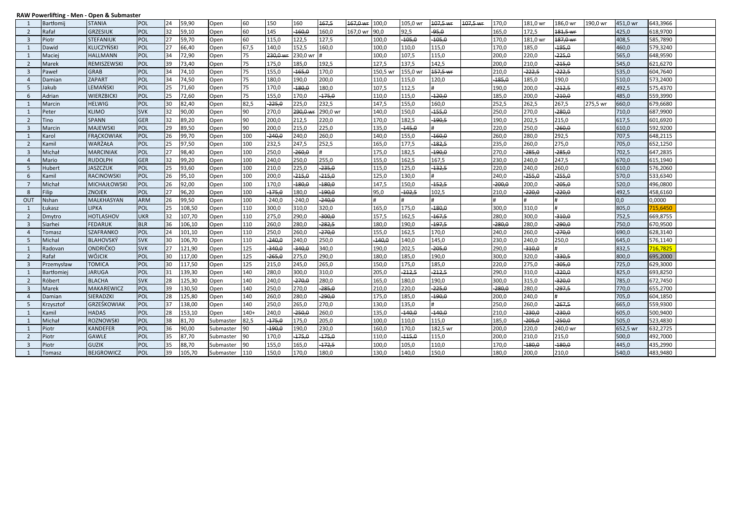**RAW Powerlifting - Men - Open & Submaster**

| | | | | | | | | | | | | | | | | | | | | | |
|---|---|---|---|---|---|---|---|---|---|---|---|---|---|---|---|---|---|---|---|---|---|
| 1 | Bartłomij | STANIA | POL | 24 | 59,90 | Open | 60 | 150 | 160 | ~~167,5~~ | ~~167,0 wr~~ | 100,0 | 105,0 wr | ~~107,5 wr~~ | ~~107,5 wr~~ | 170,0 | 181,0 wr | 186,0 wr | 190,0 wr | 451,0 wr | 643,3966 |
| 2 | Rafał | GRZESIUK | POL | 32 | 59,10 | Open | 60 | 145 | ~~160,0~~ | 160,0 | 167,0 wr | 90,0 | 92,5 | ~~95,0~~ | | 165,0 | 172,5 | ~~181,5 wr~~ | | 425,0 | 618,9700 |
| 3 | Piotr | STEFANIUK | POL | 27 | 59,70 | Open | 60 | 115,0 | 122,5 | 127,5 | | 100,0 | ~~105,0~~ | ~~105,0~~ | | 170,0 | 181,0 wr | ~~187,0 wr~~ | | 408,5 | 585,7890 |
| 1 | Dawid | KLUCZYŃSKI | POL | 27 | 66,40 | Open | 67,5 | 140,0 | 152,5 | 160,0 | | 100,0 | 110,0 | 115,0 | | 170,0 | 185,0 | ~~195,0~~ | | 460,0 | 579,3240 |
| 1 | Maciej | HALLMANN | POL | 34 | 72,90 | Open | 75 | ~~230,0 wr~~ | 230,0 wr | # | | 100,0 | 107,5 | 115,0 | | 200,0 | 220,0 | ~~225,0~~ | | 565,0 | 648,9590 |
| 2 | Marek | REMISZEWSKI | POL | 39 | 73,40 | Open | 75 | 175,0 | 185,0 | 192,5 | | 127,5 | 137,5 | 142,5 | | 200,0 | 210,0 | ~~215,0~~ | | 545,0 | 621,6270 |
| 3 | Paweł | GRAB | POL | 34 | 74,10 | Open | 75 | 155,0 | ~~165,0~~ | 170,0 | | 150,5 wr | 155,0 wr | ~~157,5 wr~~ | | 210,0 | ~~222,5~~ | ~~222,5~~ | | 535,0 | 604,7640 |
| 4 | Damian | ZAPART | POL | 34 | 74,50 | Open | 75 | 180,0 | 190,0 | 200,0 | | 110,0 | 115,0 | 120,0 | | ~~185,0~~ | 185,0 | 190,0 | | 510,0 | 573,2400 |
| 5 | Jakub | LEMAŃSKI | POL | 25 | 71,60 | Open | 75 | 170,0 | ~~180,0~~ | 180,0 | | 107,5 | 112,5 | # | | 190,0 | 200,0 | ~~212,5~~ | | 492,5 | 575,4370 |
| 6 | Adrian | WIERZBICKI | POL | 25 | 72,60 | Open | 75 | 155,0 | 170,0 | ~~175,0~~ | | 110,0 | 115,0 | ~~120,0~~ | | 185,0 | 200,0 | ~~210,0~~ | | 485,0 | 559,3990 |
| 1 | Marcin | HELWIG | POL | 30 | 82,40 | Open | 82,5 | ~~225,0~~ | 225,0 | 232,5 | | 147,5 | 155,0 | 160,0 | | 252,5 | 262,5 | 267,5 | 275,5 wr | 660,0 | 679,6680 |
| 1 | Peter | KLIMO | SVK | 32 | 90,00 | Open | 90 | 270,0 | ~~290,0 wr~~ | 290,0 wr | | 140,0 | 150,0 | ~~155,0~~ | | 250,0 | 270,0 | ~~280,0~~ | | 710,0 | 687,9900 |
| 2 | Tino | SPANN | GER | 32 | 89,20 | Open | 90 | 200,0 | 212,5 | 220,0 | | 170,0 | 182,5 | ~~190,5~~ | | 190,0 | 202,5 | 215,0 | | 617,5 | 601,6920 |
| 3 | Marcin | MAJEWSKI | POL | 29 | 89,50 | Open | 90 | 200,0 | 215,0 | 225,0 | | 135,0 | ~~145,0~~ | # | | 220,0 | 250,0 | ~~260,0~~ | | 610,0 | 592,9200 |
| 1 | Karol | FRĄCKOWIAK | POL | 26 | 99,70 | Open | 100 | ~~240,0~~ | 240,0 | 260,0 | | 140,0 | 155,0 | ~~160,0~~ | | 260,0 | 280,0 | 292,5 | | 707,5 | 648,2115 |
| 2 | Kamil | WARŻAŁA | POL | 25 | 97,50 | Open | 100 | 232,5 | 247,5 | 252,5 | | 165,0 | 177,5 | ~~182,5~~ | | 235,0 | 260,0 | 275,0 | | 705,0 | 652,1250 |
| 3 | Michał | MARCINIAK | POL | 27 | 98,40 | Open | 100 | 250,0 | ~~260,0~~ | # | | 175,0 | 182,5 | ~~190,0~~ | | 270,0 | ~~285,0~~ | ~~285,0~~ | | 702,5 | 647,2835 |
| 4 | Mario | RUDOLPH | GER | 32 | 99,20 | Open | 100 | 240,0 | 250,0 | 255,0 | | 155,0 | 162,5 | 167,5 | | 230,0 | 240,0 | 247,5 | | 670,0 | 615,1940 |
| 5 | Hubert | JASZCZUK | POL | 25 | 93,60 | Open | 100 | 210,0 | 225,0 | ~~235,0~~ | | 115,0 | 125,0 | ~~132,5~~ | | 220,0 | 240,0 | 260,0 | | 610,0 | 576,2060 |
| 6 | Kamil | RACINOWSKI | POL | 26 | 95,10 | Open | 100 | 200,0 | ~~215,0~~ | ~~215,0~~ | | 125,0 | 130,0 | # | | 240,0 | ~~255,0~~ | ~~255,0~~ | | 570,0 | 533,6340 |
| 7 | Michał | MICHAJŁOWSKI | POL | 26 | 92,00 | Open | 100 | 170,0 | ~~180,0~~ | ~~180,0~~ | | 147,5 | 150,0 | ~~152,5~~ | | ~~200,0~~ | 200,0 | ~~205,0~~ | | 520,0 | 496,0800 |
| 8 | Filip | ZNOJEK | POL | 27 | 96,20 | Open | 100 | ~~175,0~~ | 180,0 | ~~190,0~~ | | 95,0 | ~~102,5~~ | 102,5 | | 210,0 | ~~220,0~~ | ~~220,0~~ | | 492,5 | 458,6160 |
| OUT | Nshan | MALKHASYAN | ARM | 26 | 99,50 | Open | 100 | -240,0 | -240,0 | ~~-240,0~~ | | # | # | # | | # | # | # | | 0,0 | 0,0000 |
| 1 | Łukasz | LIPKA | POL | 25 | 108,50 | Open | 110 | 300,0 | 310,0 | 320,0 | | 165,0 | 175,0 | ~~180,0~~ | | 300,0 | 310,0 | # | | 805,0 | 715,6450 |
| 2 | Dmytro | HOTLASHOV | UKR | 32 | 107,70 | Open | 110 | 275,0 | 290,0 | ~~300,0~~ | | 157,5 | 162,5 | ~~167,5~~ | | 280,0 | 300,0 | ~~310,0~~ | | 752,5 | 669,8755 |
| 3 | Siarhei | FEDARUK | BLR | 36 | 106,10 | Open | 110 | 260,0 | 280,0 | ~~282,5~~ | | 180,0 | 190,0 | ~~197,5~~ | | ~~280,0~~ | 280,0 | ~~290,0~~ | | 750,0 | 670,9500 |
| 4 | Tomasz | SZAFRANKO | POL | 24 | 101,10 | Open | 110 | 250,0 | 260,0 | ~~270,0~~ | | 155,0 | 162,5 | 170,0 | | 240,0 | 260,0 | ~~270,0~~ | | 690,0 | 628,3140 |
| 5 | Michal | BLAHOVSKÝ | SVK | 30 | 106,70 | Open | 110 | ~~240,0~~ | 240,0 | 250,0 | | ~~140,0~~ | 140,0 | 145,0 | | 230,0 | 240,0 | 250,0 | | 645,0 | 576,1140 |
| 1 | Radovan | ONDRIČKO | SVK | 27 | 121,90 | Open | 125 | ~~340,0~~ | ~~340,0~~ | 340,0 | | 190,0 | 202,5 | ~~205,0~~ | | 290,0 | ~~310,0~~ | # | | 832,5 | 716,7825 |
| 2 | Rafał | WÓJCIK | POL | 30 | 117,00 | Open | 125 | ~~265,0~~ | 275,0 | 290,0 | | 180,0 | 185,0 | 190,0 | | 300,0 | 320,0 | ~~330,5~~ | | 800,0 | 695,2000 |
| 3 | Przemysław | TOMICA | POL | 30 | 117,50 | Open | 125 | 215,0 | 245,0 | 265,0 | | 150,0 | 175,0 | 185,0 | | 220,0 | 275,0 | ~~305,0~~ | | 725,0 | 629,3000 |
| 1 | Bartłomiej | JARUGA | POL | 31 | 139,30 | Open | 140 | 280,0 | 300,0 | 310,0 | | 205,0 | ~~212,5~~ | ~~212,5~~ | | 290,0 | 310,0 | ~~320,0~~ | | 825,0 | 693,8250 |
| 2 | Róbert | BLACHA | SVK | 28 | 125,30 | Open | 140 | 240,0 | ~~270,0~~ | 280,0 | | 165,0 | 180,0 | 190,0 | | 300,0 | 315,0 | ~~320,0~~ | | 785,0 | 672,7450 |
| 3 | Marek | MAKAREWICZ | POL | 39 | 130,50 | Open | 140 | 250,0 | 270,0 | ~~285,0~~ | | 210,0 | 220,0 | ~~225,0~~ | | ~~280,0~~ | 280,0 | ~~297,5~~ | | 770,0 | 655,2700 |
| 4 | Damian | SIERADZKI | POL | 28 | 125,80 | Open | 140 | 260,0 | 280,0 | ~~290,0~~ | | 175,0 | 185,0 | ~~190,0~~ | | 200,0 | 240,0 | # | | 705,0 | 604,1850 |
| 5 | Krzysztof | GRZEŚKOWIAK | POL | 37 | 138,00 | Open | 140 | 250,0 | 265,0 | 270,0 | | 130,0 | 135,0 | # | | 250,0 | 260,0 | ~~267,5~~ | | 665,0 | 559,9300 |
| 1 | Kamil | HADAS | POL | 28 | 153,10 | Open | 140+ | 240,0 | ~~250,0~~ | 260,0 | | 135,0 | ~~140,0~~ | ~~140,0~~ | | 210,0 | ~~230,0~~ | ~~230,0~~ | | 605,0 | 500,9400 |
| 1 | Michał | ROZNOWSKI | POL | 38 | 81,70 | Submaster | 82,5 | ~~175,0~~ | 175,0 | 205,0 | | 100,0 | 110,0 | 115,0 | | 185,0 | ~~205,0~~ | ~~250,0~~ | | 505,0 | 523,4830 |
| 1 | Piotr | KANDEFER | POL | 36 | 90,00 | Submaster | 90 | ~~190,0~~ | 190,0 | 230,0 | | 160,0 | 170,0 | 182,5 wr | | 200,0 | 220,0 | 240,0 wr | | 652,5 wr | 632,2725 |
| 2 | Piotr | GAWLE | POL | 35 | 87,70 | Submaster | 90 | 170,0 | ~~175,0~~ | ~~175,0~~ | | 110,0 | ~~115,0~~ | 115,0 | | 200,0 | 210,0 | 215,0 | | 500,0 | 492,7000 |
| 3 | Piotr | GUZIK | POL | 35 | 88,70 | Submaster | 90 | 155,0 | 165,0 | ~~172,5~~ | | 100,0 | 105,0 | 110,0 | | 170,0 | ~~180,0~~ | ~~180,0~~ | | 445,0 | 435,2990 |
| 1 | Tomasz | BEJGROWICZ | POL | 39 | 105,70 | Submaster | 110 | 150,0 | 170,0 | 180,0 | | 130,0 | 140,0 | 150,0 | | 180,0 | 200,0 | 210,0 | | 540,0 | 483,9480 |